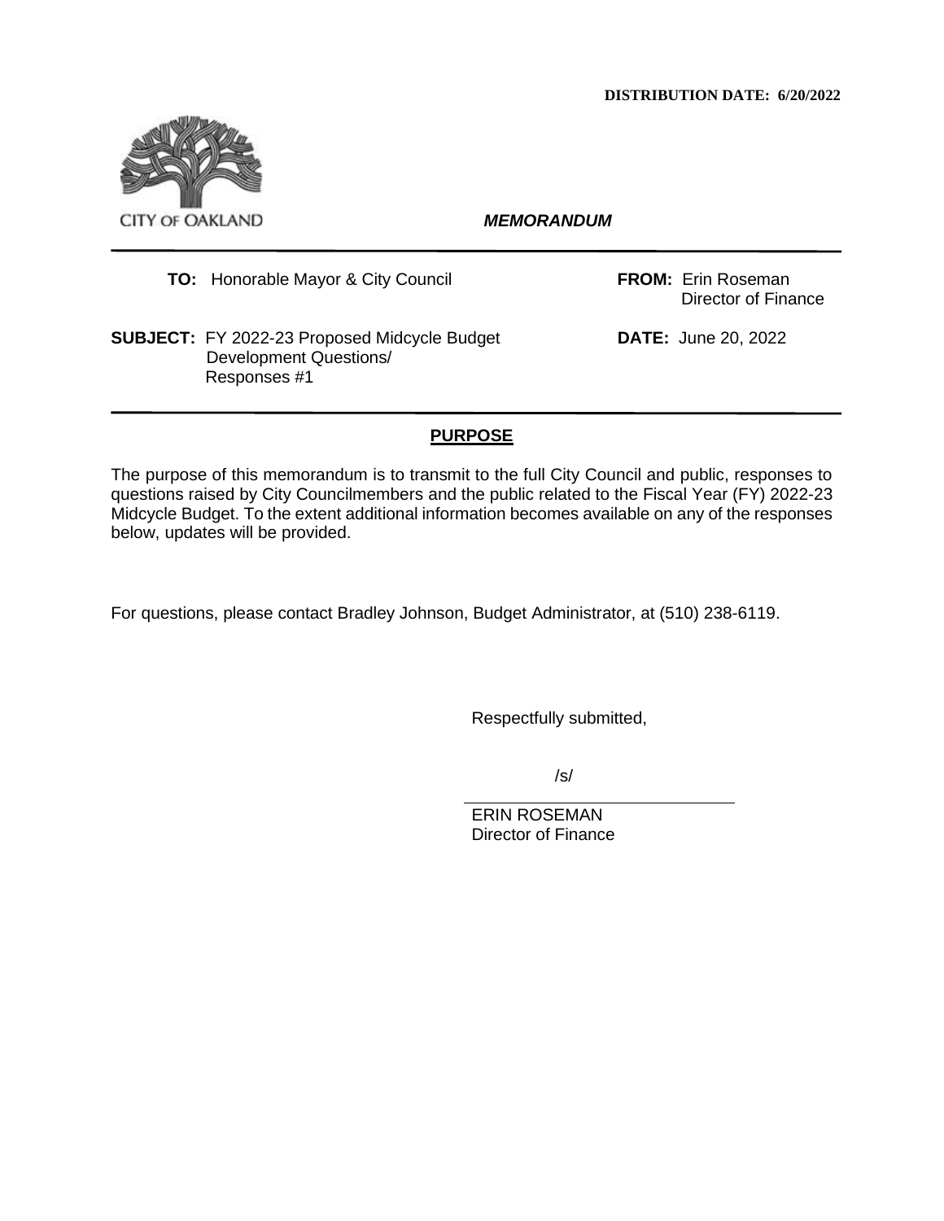**DISTRIBUTION DATE: 6/20/2022**

CITY OF OAKLAND

***MEMORANDUM***

---

**TO:** Honorable Mayor & City Council

**FROM:** Erin Roseman
Director of Finance

**SUBJECT:** FY 2022-23 Proposed Midcycle Budget Development Questions/ Responses #1

**DATE:** June 20, 2022

---

## PURPOSE

The purpose of this memorandum is to transmit to the full City Council and public, responses to questions raised by City Councilmembers and the public related to the Fiscal Year (FY) 2022-23 Midcycle Budget. To the extent additional information becomes available on any of the responses below, updates will be provided.

For questions, please contact Bradley Johnson, Budget Administrator, at (510) 238-6119.

Respectfully submitted,

/s/

ERIN ROSEMAN
Director of Finance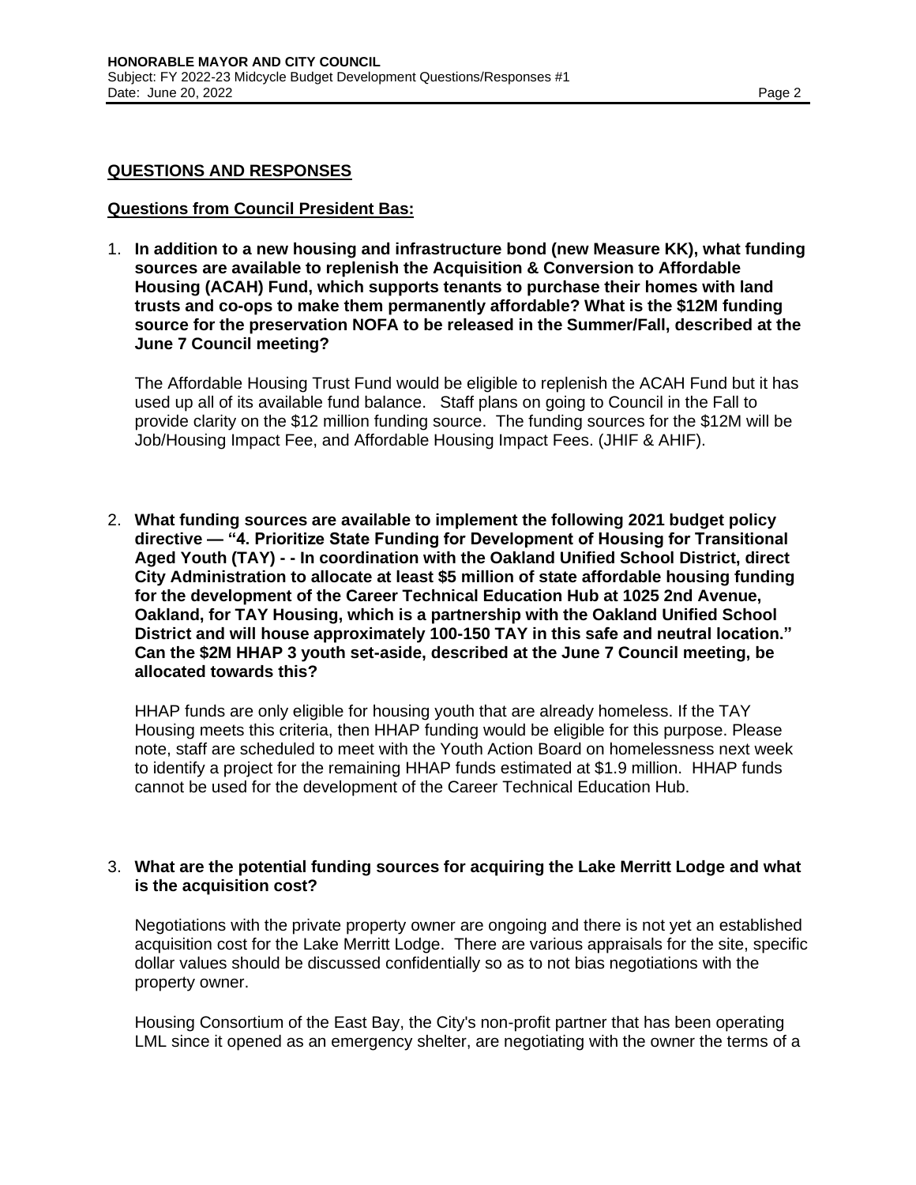## QUESTIONS AND RESPONSES

### Questions from Council President Bas:

1. **In addition to a new housing and infrastructure bond (new Measure KK), what funding sources are available to replenish the Acquisition & Conversion to Affordable Housing (ACAH) Fund, which supports tenants to purchase their homes with land trusts and co-ops to make them permanently affordable? What is the $12M funding source for the preservation NOFA to be released in the Summer/Fall, described at the June 7 Council meeting?**

   The Affordable Housing Trust Fund would be eligible to replenish the ACAH Fund but it has used up all of its available fund balance. Staff plans on going to Council in the Fall to provide clarity on the $12 million funding source. The funding sources for the $12M will be Job/Housing Impact Fee, and Affordable Housing Impact Fees. (JHIF & AHIF).

2. **What funding sources are available to implement the following 2021 budget policy directive — "4. Prioritize State Funding for Development of Housing for Transitional Aged Youth (TAY) - - In coordination with the Oakland Unified School District, direct City Administration to allocate at least $5 million of state affordable housing funding for the development of the Career Technical Education Hub at 1025 2nd Avenue, Oakland, for TAY Housing, which is a partnership with the Oakland Unified School District and will house approximately 100-150 TAY in this safe and neutral location." Can the $2M HHAP 3 youth set-aside, described at the June 7 Council meeting, be allocated towards this?**

   HHAP funds are only eligible for housing youth that are already homeless. If the TAY Housing meets this criteria, then HHAP funding would be eligible for this purpose. Please note, staff are scheduled to meet with the Youth Action Board on homelessness next week to identify a project for the remaining HHAP funds estimated at $1.9 million. HHAP funds cannot be used for the development of the Career Technical Education Hub.

3. **What are the potential funding sources for acquiring the Lake Merritt Lodge and what is the acquisition cost?**

   Negotiations with the private property owner are ongoing and there is not yet an established acquisition cost for the Lake Merritt Lodge. There are various appraisals for the site, specific dollar values should be discussed confidentially so as to not bias negotiations with the property owner.

   Housing Consortium of the East Bay, the City's non-profit partner that has been operating LML since it opened as an emergency shelter, are negotiating with the owner the terms of a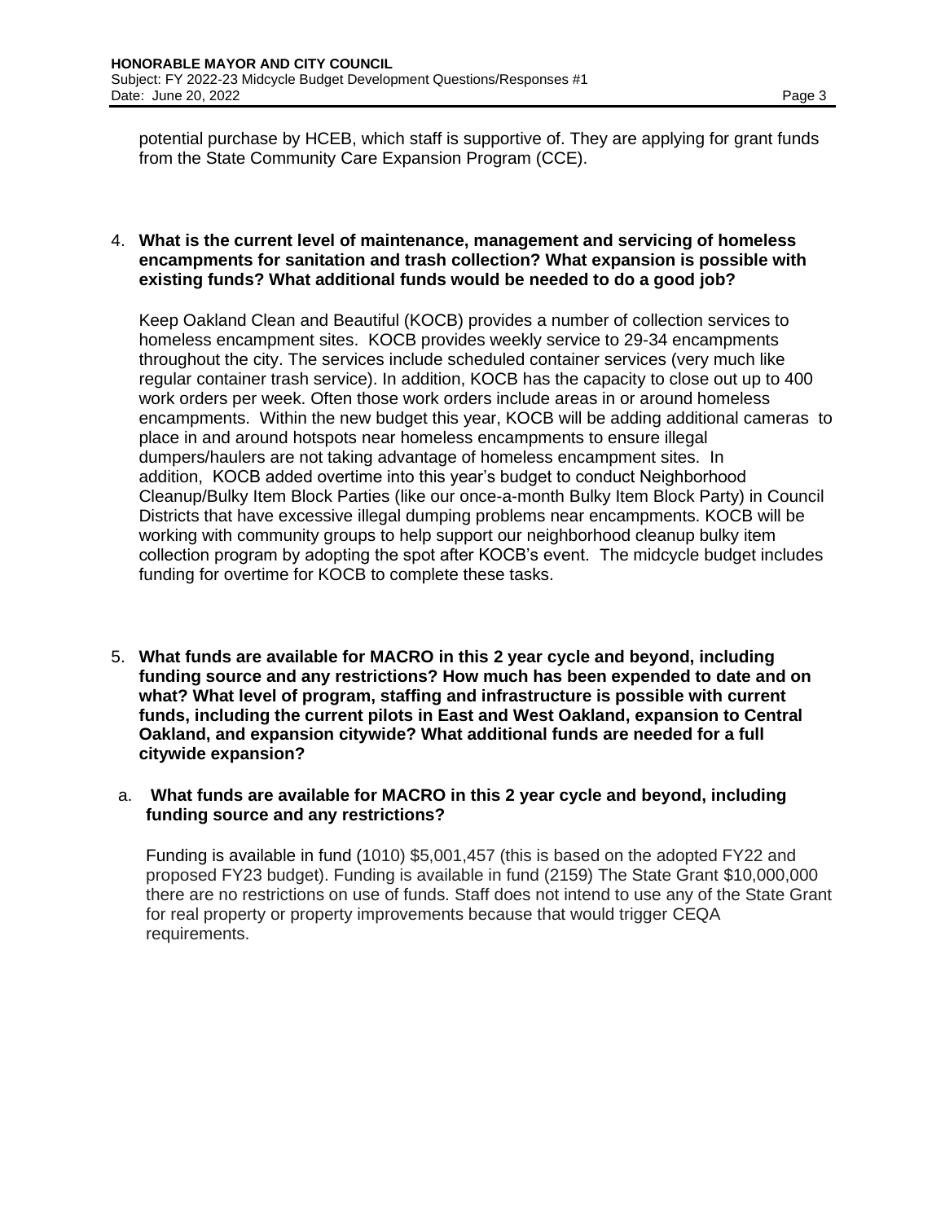potential purchase by HCEB, which staff is supportive of. They are applying for grant funds from the State Community Care Expansion Program (CCE).

4. **What is the current level of maintenance, management and servicing of homeless encampments for sanitation and trash collection? What expansion is possible with existing funds? What additional funds would be needed to do a good job?**

   Keep Oakland Clean and Beautiful (KOCB) provides a number of collection services to homeless encampment sites. KOCB provides weekly service to 29-34 encampments throughout the city. The services include scheduled container services (very much like regular container trash service). In addition, KOCB has the capacity to close out up to 400 work orders per week. Often those work orders include areas in or around homeless encampments. Within the new budget this year, KOCB will be adding additional cameras to place in and around hotspots near homeless encampments to ensure illegal dumpers/haulers are not taking advantage of homeless encampment sites. In addition, KOCB added overtime into this year's budget to conduct Neighborhood Cleanup/Bulky Item Block Parties (like our once-a-month Bulky Item Block Party) in Council Districts that have excessive illegal dumping problems near encampments. KOCB will be working with community groups to help support our neighborhood cleanup bulky item collection program by adopting the spot after KOCB's event. The midcycle budget includes funding for overtime for KOCB to complete these tasks.

5. **What funds are available for MACRO in this 2 year cycle and beyond, including funding source and any restrictions? How much has been expended to date and on what? What level of program, staffing and infrastructure is possible with current funds, including the current pilots in East and West Oakland, expansion to Central Oakland, and expansion citywide? What additional funds are needed for a full citywide expansion?**

   a. **What funds are available for MACRO in this 2 year cycle and beyond, including funding source and any restrictions?**

      Funding is available in fund (1010) $5,001,457 (this is based on the adopted FY22 and proposed FY23 budget). Funding is available in fund (2159) The State Grant $10,000,000 there are no restrictions on use of funds. Staff does not intend to use any of the State Grant for real property or property improvements because that would trigger CEQA requirements.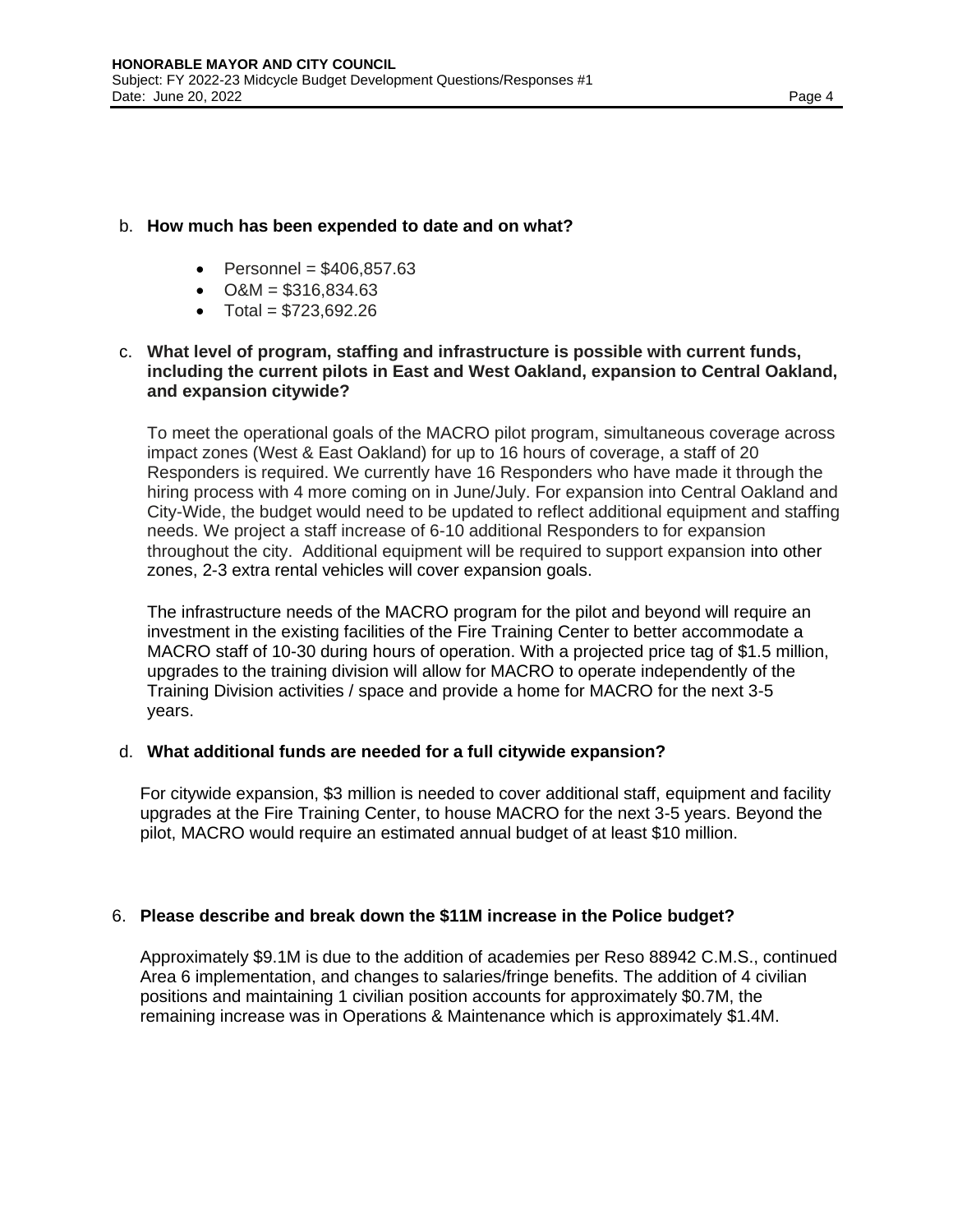b. **How much has been expended to date and on what?**

- Personnel = $406,857.63
- O&M = $316,834.63
- Total = $723,692.26

c. **What level of program, staffing and infrastructure is possible with current funds, including the current pilots in East and West Oakland, expansion to Central Oakland, and expansion citywide?**

To meet the operational goals of the MACRO pilot program, simultaneous coverage across impact zones (West & East Oakland) for up to 16 hours of coverage, a staff of 20 Responders is required. We currently have 16 Responders who have made it through the hiring process with 4 more coming on in June/July. For expansion into Central Oakland and City-Wide, the budget would need to be updated to reflect additional equipment and staffing needs. We project a staff increase of 6-10 additional Responders to for expansion throughout the city. Additional equipment will be required to support expansion into other zones, 2-3 extra rental vehicles will cover expansion goals.

The infrastructure needs of the MACRO program for the pilot and beyond will require an investment in the existing facilities of the Fire Training Center to better accommodate a MACRO staff of 10-30 during hours of operation. With a projected price tag of $1.5 million, upgrades to the training division will allow for MACRO to operate independently of the Training Division activities / space and provide a home for MACRO for the next 3-5 years.

d. **What additional funds are needed for a full citywide expansion?**

For citywide expansion, $3 million is needed to cover additional staff, equipment and facility upgrades at the Fire Training Center, to house MACRO for the next 3-5 years. Beyond the pilot, MACRO would require an estimated annual budget of at least $10 million.

6. **Please describe and break down the $11M increase in the Police budget?**

Approximately $9.1M is due to the addition of academies per Reso 88942 C.M.S., continued Area 6 implementation, and changes to salaries/fringe benefits. The addition of 4 civilian positions and maintaining 1 civilian position accounts for approximately $0.7M, the remaining increase was in Operations & Maintenance which is approximately $1.4M.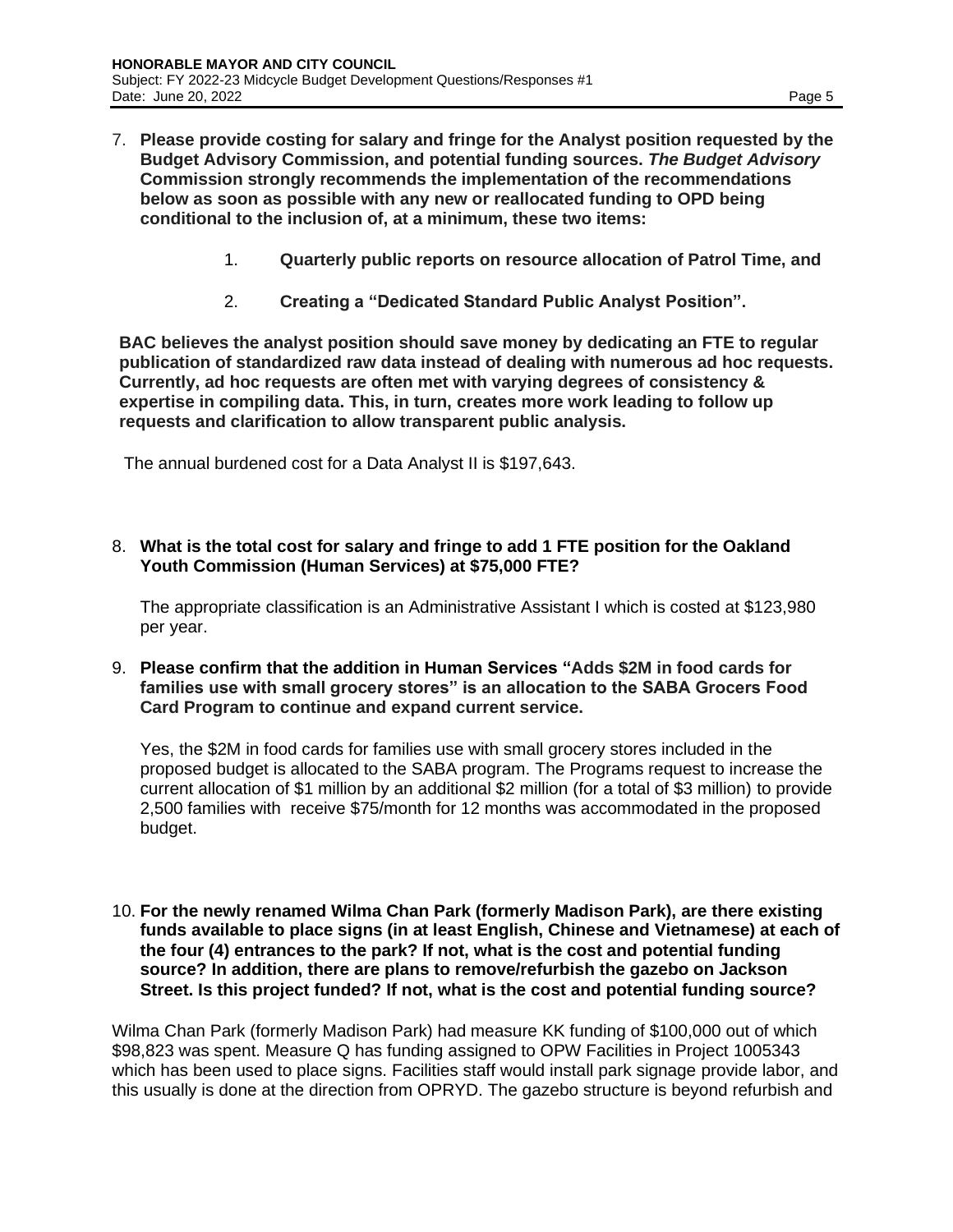7. **Please provide costing for salary and fringe for the Analyst position requested by the Budget Advisory Commission, and potential funding sources. *The Budget Advisory* Commission strongly recommends the implementation of the recommendations below as soon as possible with any new or reallocated funding to OPD being conditional to the inclusion of, at a minimum, these two items:**

    1. **Quarterly public reports on resource allocation of Patrol Time, and**

    2. **Creating a "Dedicated Standard Public Analyst Position".**

    **BAC believes the analyst position should save money by dedicating an FTE to regular publication of standardized raw data instead of dealing with numerous ad hoc requests. Currently, ad hoc requests are often met with varying degrees of consistency & expertise in compiling data. This, in turn, creates more work leading to follow up requests and clarification to allow transparent public analysis.**

    The annual burdened cost for a Data Analyst II is $197,643.

8. **What is the total cost for salary and fringe to add 1 FTE position for the Oakland Youth Commission (Human Services) at $75,000 FTE?**

    The appropriate classification is an Administrative Assistant I which is costed at $123,980 per year.

9. **Please confirm that the addition in Human Services "Adds $2M in food cards for families use with small grocery stores" is an allocation to the SABA Grocers Food Card Program to continue and expand current service.**

    Yes, the $2M in food cards for families use with small grocery stores included in the proposed budget is allocated to the SABA program. The Programs request to increase the current allocation of $1 million by an additional $2 million (for a total of $3 million) to provide 2,500 families with receive $75/month for 12 months was accommodated in the proposed budget.

10. **For the newly renamed Wilma Chan Park (formerly Madison Park), are there existing funds available to place signs (in at least English, Chinese and Vietnamese) at each of the four (4) entrances to the park? If not, what is the cost and potential funding source? In addition, there are plans to remove/refurbish the gazebo on Jackson Street. Is this project funded? If not, what is the cost and potential funding source?**

Wilma Chan Park (formerly Madison Park) had measure KK funding of $100,000 out of which $98,823 was spent. Measure Q has funding assigned to OPW Facilities in Project 1005343 which has been used to place signs. Facilities staff would install park signage provide labor, and this usually is done at the direction from OPRYD. The gazebo structure is beyond refurbish and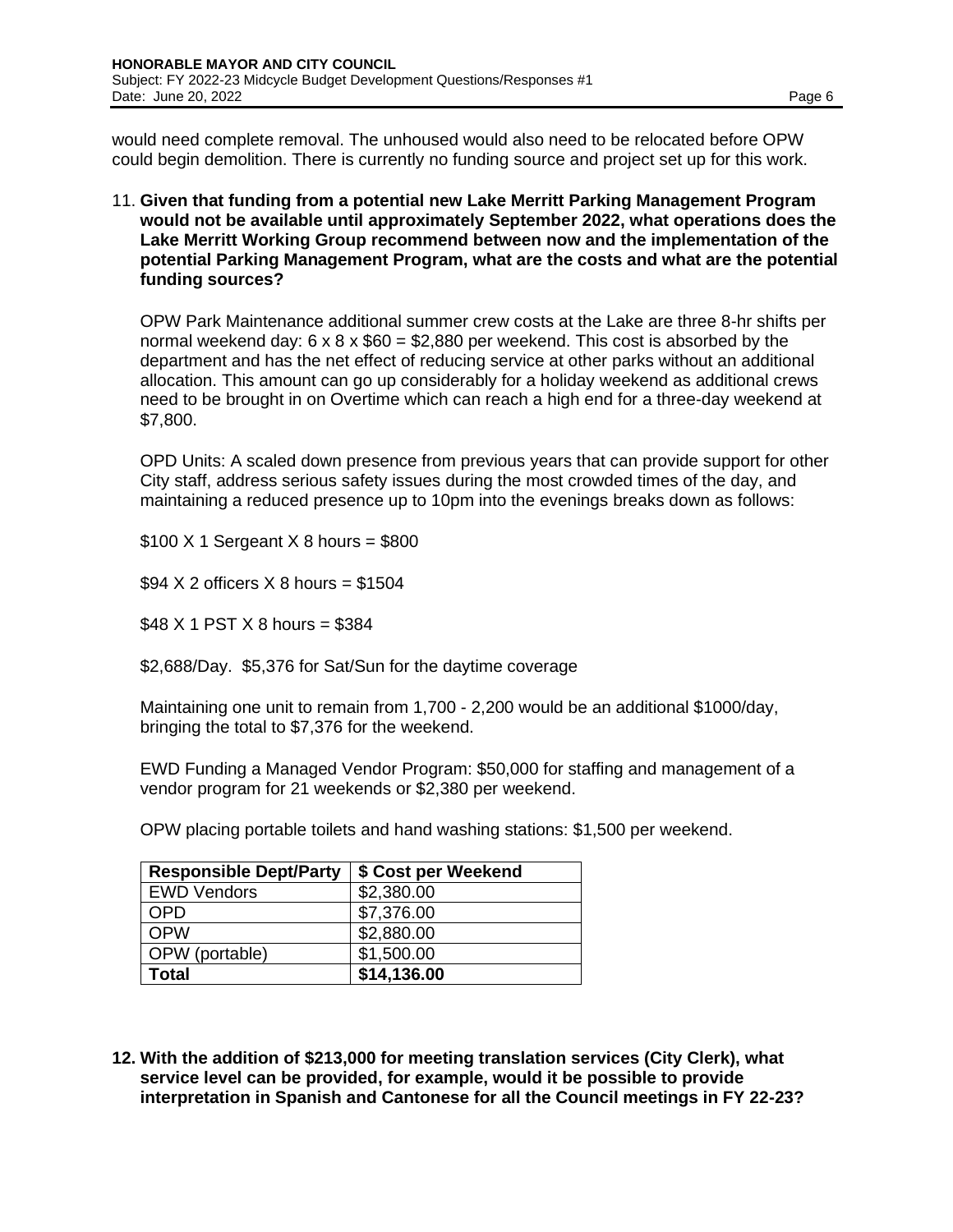would need complete removal. The unhoused would also need to be relocated before OPW could begin demolition. There is currently no funding source and project set up for this work.

11. **Given that funding from a potential new Lake Merritt Parking Management Program would not be available until approximately September 2022, what operations does the Lake Merritt Working Group recommend between now and the implementation of the potential Parking Management Program, what are the costs and what are the potential funding sources?**

    OPW Park Maintenance additional summer crew costs at the Lake are three 8-hr shifts per normal weekend day: 6 x 8 x $60 = $2,880 per weekend. This cost is absorbed by the department and has the net effect of reducing service at other parks without an additional allocation. This amount can go up considerably for a holiday weekend as additional crews need to be brought in on Overtime which can reach a high end for a three-day weekend at $7,800.

    OPD Units: A scaled down presence from previous years that can provide support for other City staff, address serious safety issues during the most crowded times of the day, and maintaining a reduced presence up to 10pm into the evenings breaks down as follows:

    $100 X 1 Sergeant X 8 hours = $800

    $94 X 2 officers X 8 hours = $1504

    $48 X 1 PST X 8 hours = $384

    $2,688/Day. $5,376 for Sat/Sun for the daytime coverage

    Maintaining one unit to remain from 1,700 - 2,200 would be an additional $1000/day, bringing the total to $7,376 for the weekend.

    EWD Funding a Managed Vendor Program: $50,000 for staffing and management of a vendor program for 21 weekends or $2,380 per weekend.

    OPW placing portable toilets and hand washing stations: $1,500 per weekend.

| Responsible Dept/Party | $ Cost per Weekend |
|---|---|
| EWD Vendors | $2,380.00 |
| OPD | $7,376.00 |
| OPW | $2,880.00 |
| OPW (portable) | $1,500.00 |
| **Total** | **$14,136.00** |

12. **With the addition of $213,000 for meeting translation services (City Clerk), what service level can be provided, for example, would it be possible to provide interpretation in Spanish and Cantonese for all the Council meetings in FY 22-23?**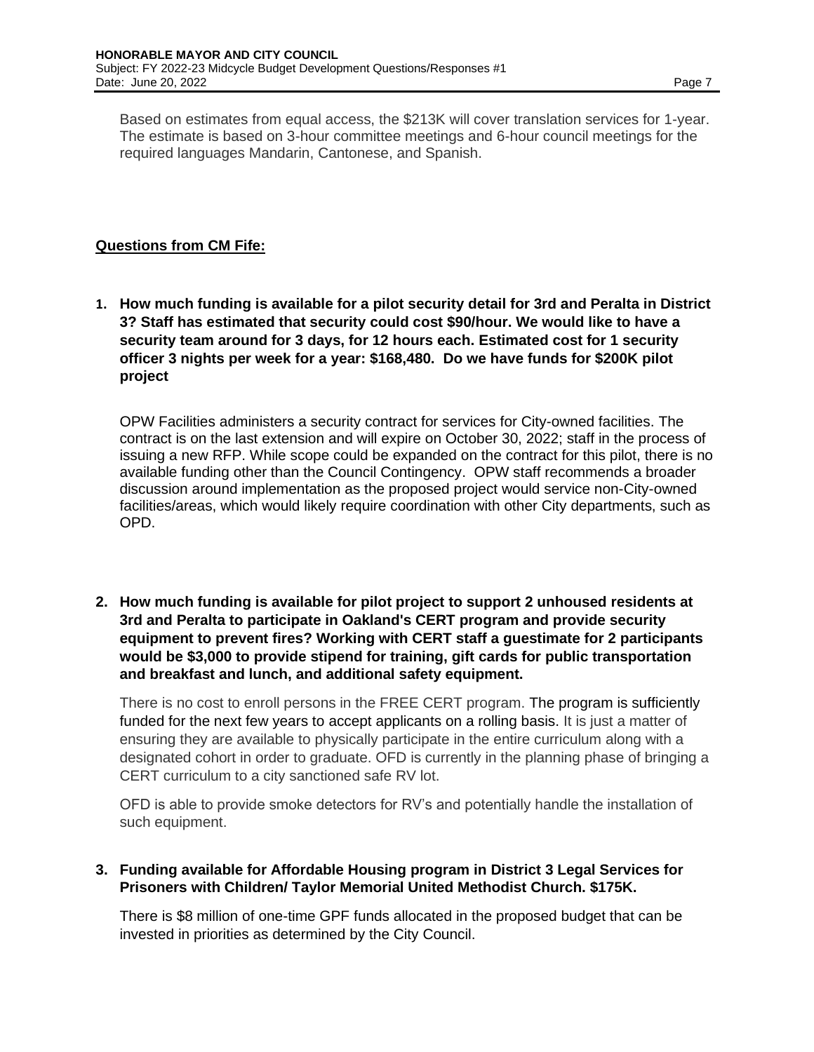Based on estimates from equal access, the $213K will cover translation services for 1-year. The estimate is based on 3-hour committee meetings and 6-hour council meetings for the required languages Mandarin, Cantonese, and Spanish.

**Questions from CM Fife:**

1. **How much funding is available for a pilot security detail for 3rd and Peralta in District 3? Staff has estimated that security could cost $90/hour. We would like to have a security team around for 3 days, for 12 hours each. Estimated cost for 1 security officer 3 nights per week for a year: $168,480. Do we have funds for $200K pilot project**

   OPW Facilities administers a security contract for services for City-owned facilities. The contract is on the last extension and will expire on October 30, 2022; staff in the process of issuing a new RFP. While scope could be expanded on the contract for this pilot, there is no available funding other than the Council Contingency. OPW staff recommends a broader discussion around implementation as the proposed project would service non-City-owned facilities/areas, which would likely require coordination with other City departments, such as OPD.

2. **How much funding is available for pilot project to support 2 unhoused residents at 3rd and Peralta to participate in Oakland's CERT program and provide security equipment to prevent fires? Working with CERT staff a guestimate for 2 participants would be $3,000 to provide stipend for training, gift cards for public transportation and breakfast and lunch, and additional safety equipment.**

   There is no cost to enroll persons in the FREE CERT program. The program is sufficiently funded for the next few years to accept applicants on a rolling basis. It is just a matter of ensuring they are available to physically participate in the entire curriculum along with a designated cohort in order to graduate. OFD is currently in the planning phase of bringing a CERT curriculum to a city sanctioned safe RV lot.

   OFD is able to provide smoke detectors for RV's and potentially handle the installation of such equipment.

3. **Funding available for Affordable Housing program in District 3 Legal Services for Prisoners with Children/ Taylor Memorial United Methodist Church. $175K.**

   There is $8 million of one-time GPF funds allocated in the proposed budget that can be invested in priorities as determined by the City Council.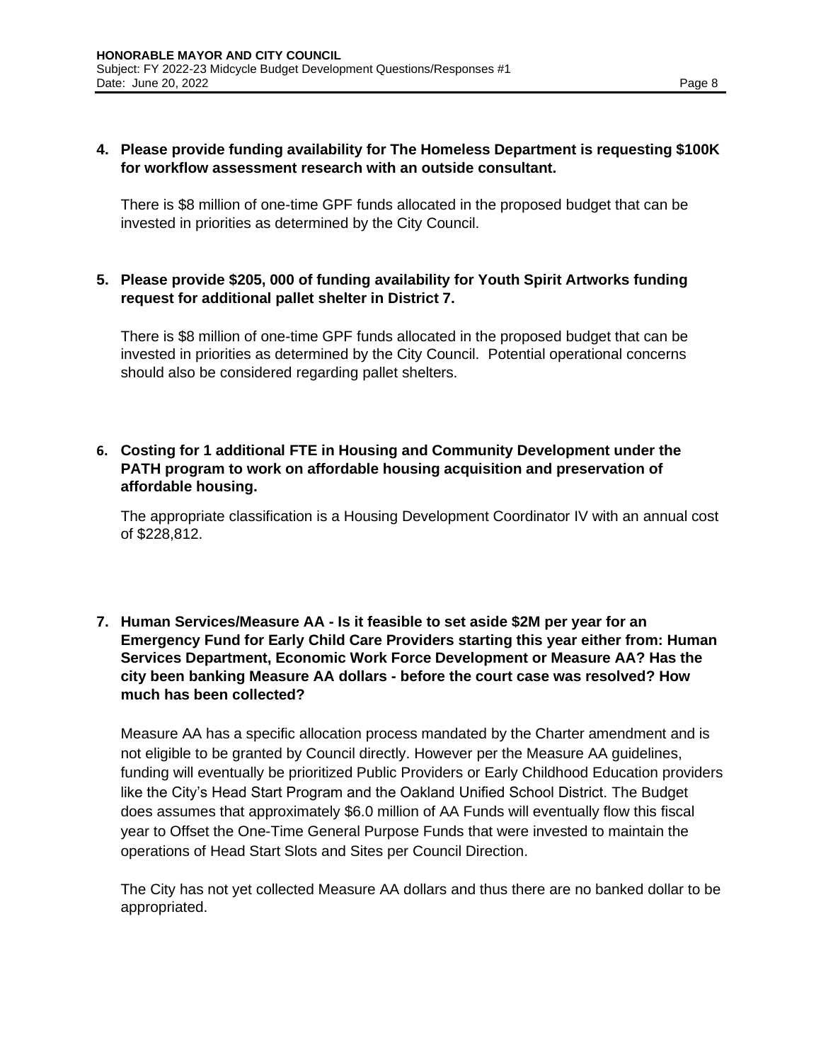**4. Please provide funding availability for The Homeless Department is requesting $100K for workflow assessment research with an outside consultant.**

There is $8 million of one-time GPF funds allocated in the proposed budget that can be invested in priorities as determined by the City Council.

**5. Please provide $205, 000 of funding availability for Youth Spirit Artworks funding request for additional pallet shelter in District 7.**

There is $8 million of one-time GPF funds allocated in the proposed budget that can be invested in priorities as determined by the City Council. Potential operational concerns should also be considered regarding pallet shelters.

**6. Costing for 1 additional FTE in Housing and Community Development under the PATH program to work on affordable housing acquisition and preservation of affordable housing.**

The appropriate classification is a Housing Development Coordinator IV with an annual cost of $228,812.

**7. Human Services/Measure AA - Is it feasible to set aside $2M per year for an Emergency Fund for Early Child Care Providers starting this year either from: Human Services Department, Economic Work Force Development or Measure AA? Has the city been banking Measure AA dollars - before the court case was resolved? How much has been collected?**

Measure AA has a specific allocation process mandated by the Charter amendment and is not eligible to be granted by Council directly. However per the Measure AA guidelines, funding will eventually be prioritized Public Providers or Early Childhood Education providers like the City's Head Start Program and the Oakland Unified School District. The Budget does assumes that approximately $6.0 million of AA Funds will eventually flow this fiscal year to Offset the One-Time General Purpose Funds that were invested to maintain the operations of Head Start Slots and Sites per Council Direction.

The City has not yet collected Measure AA dollars and thus there are no banked dollar to be appropriated.